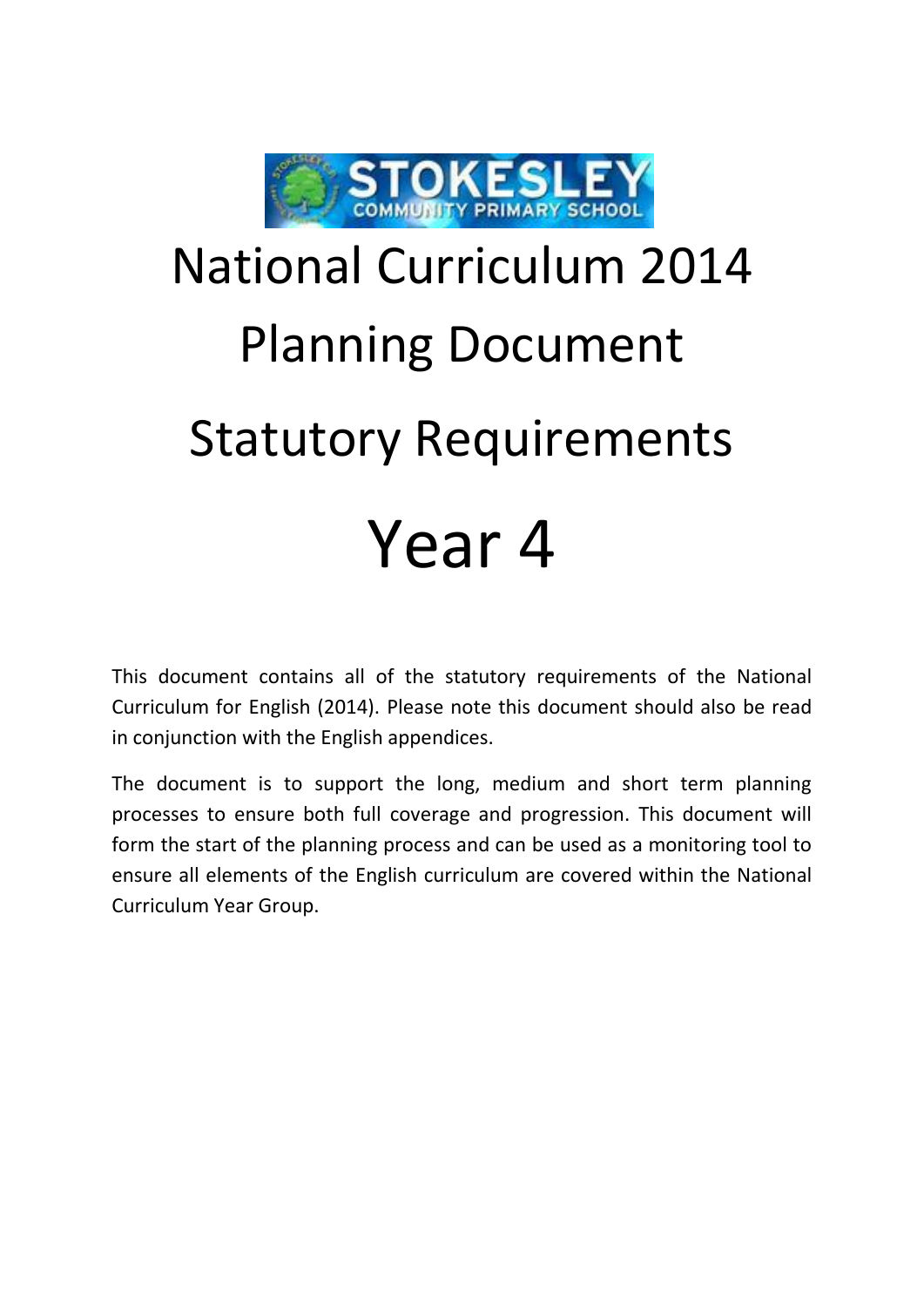# National Curriculum 2014 Planning Document

# Statutory Requirements

# Year 4

This document contains all of the statutory requirements of the National Curriculum for English (2014). Please note this document should also be read in conjunction with the English appendices.

The document is to support the long, medium and short term planning processes to ensure both full coverage and progression. This document will form the start of the planning process and can be used as a monitoring tool to ensure all elements of the English curriculum are covered within the National Curriculum Year Group.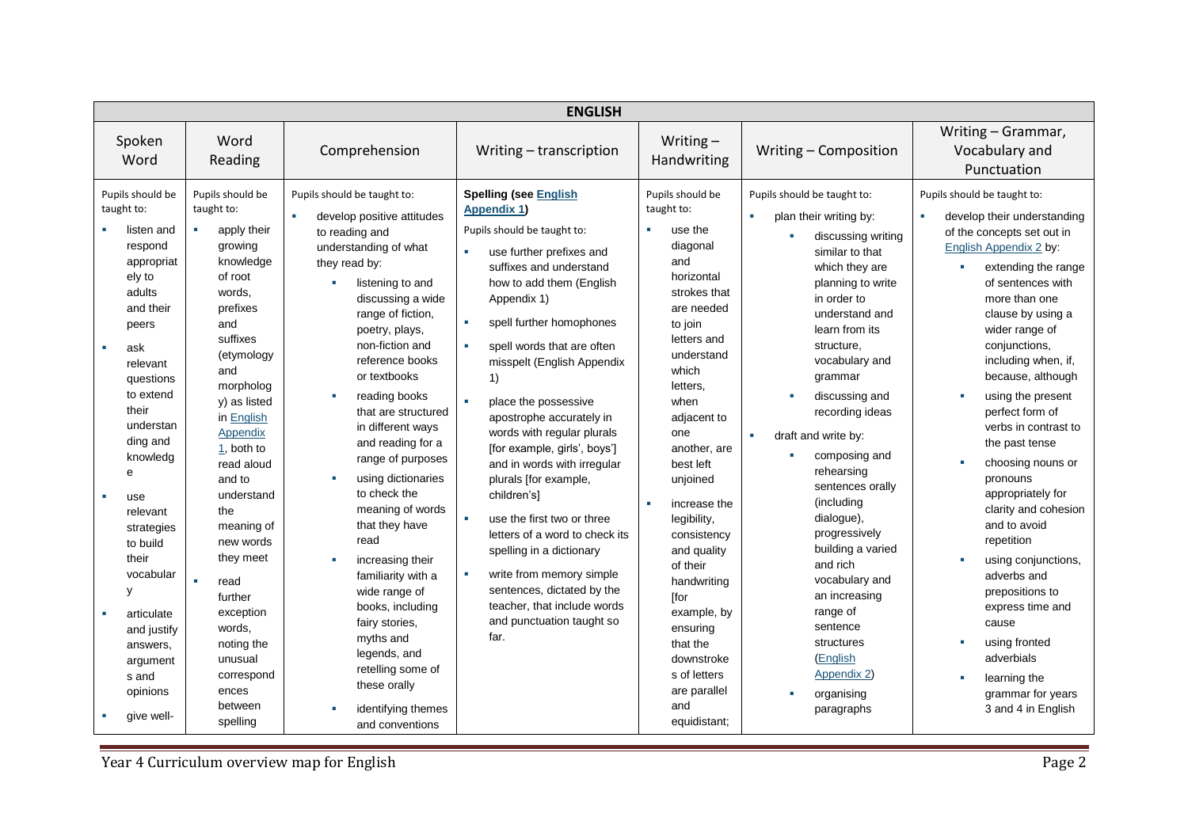| ENGLISH | | | | | | |
|---|---|---|---|---|---|---|
| Spoken Word | Word Reading | Comprehension | Writing – transcription | Writing – Handwriting | Writing – Composition | Writing – Grammar, Vocabulary and Punctuation |
| Pupils should be taught to:<br>▪ listen and respond appropriately to adults and their peers<br>▪ ask relevant questions to extend their understanding and knowledge<br>▪ use relevant strategies to build their vocabulary<br>▪ articulate and justify answers, arguments and opinions<br>▪ give well- | Pupils should be taught to:<br>▪ apply their growing knowledge of root words, prefixes and suffixes (etymology and morphology) as listed in English Appendix 1, both to read aloud and to understand the meaning of new words they meet<br>▪ read further exception words, noting the unusual correspondences between spelling | Pupils should be taught to:<br>▪ develop positive attitudes to reading and understanding of what they read by:<br>▪ listening to and discussing a wide range of fiction, poetry, plays, non-fiction and reference books or textbooks<br>▪ reading books that are structured in different ways and reading for a range of purposes<br>▪ using dictionaries to check the meaning of words that they have read<br>▪ increasing their familiarity with a wide range of books, including fairy stories, myths and legends, and retelling some of these orally<br>▪ identifying themes and conventions | **Spelling (see English Appendix 1)**<br>Pupils should be taught to:<br>▪ use further prefixes and suffixes and understand how to add them (English Appendix 1)<br>▪ spell further homophones<br>▪ spell words that are often misspelt (English Appendix 1)<br>▪ place the possessive apostrophe accurately in words with regular plurals [for example, girls', boys'] and in words with irregular plurals [for example, children's]<br>▪ use the first two or three letters of a word to check its spelling in a dictionary<br>▪ write from memory simple sentences, dictated by the teacher, that include words and punctuation taught so far. | Pupils should be taught to:<br>▪ use the diagonal and horizontal strokes that are needed to join letters and understand which letters, when adjacent to one another, are best left unjoined<br>▪ increase the legibility, consistency and quality of their handwriting [for example, by ensuring that the downstrokes of letters are parallel and equidistant; | Pupils should be taught to:<br>▪ plan their writing by:<br>▪ discussing writing similar to that which they are planning to write in order to understand and learn from its structure, vocabulary and grammar<br>▪ discussing and recording ideas<br>▪ draft and write by:<br>▪ composing and rehearsing sentences orally (including dialogue), progressively building a varied and rich vocabulary and an increasing range of sentence structures (English Appendix 2)<br>▪ organising paragraphs | Pupils should be taught to:<br>▪ develop their understanding of the concepts set out in English Appendix 2 by:<br>▪ extending the range of sentences with more than one clause by using a wider range of conjunctions, including when, if, because, although<br>▪ using the present perfect form of verbs in contrast to the past tense<br>▪ choosing nouns or pronouns appropriately for clarity and cohesion and to avoid repetition<br>▪ using conjunctions, adverbs and prepositions to express time and cause<br>▪ using fronted adverbials<br>▪ learning the grammar for years 3 and 4 in English |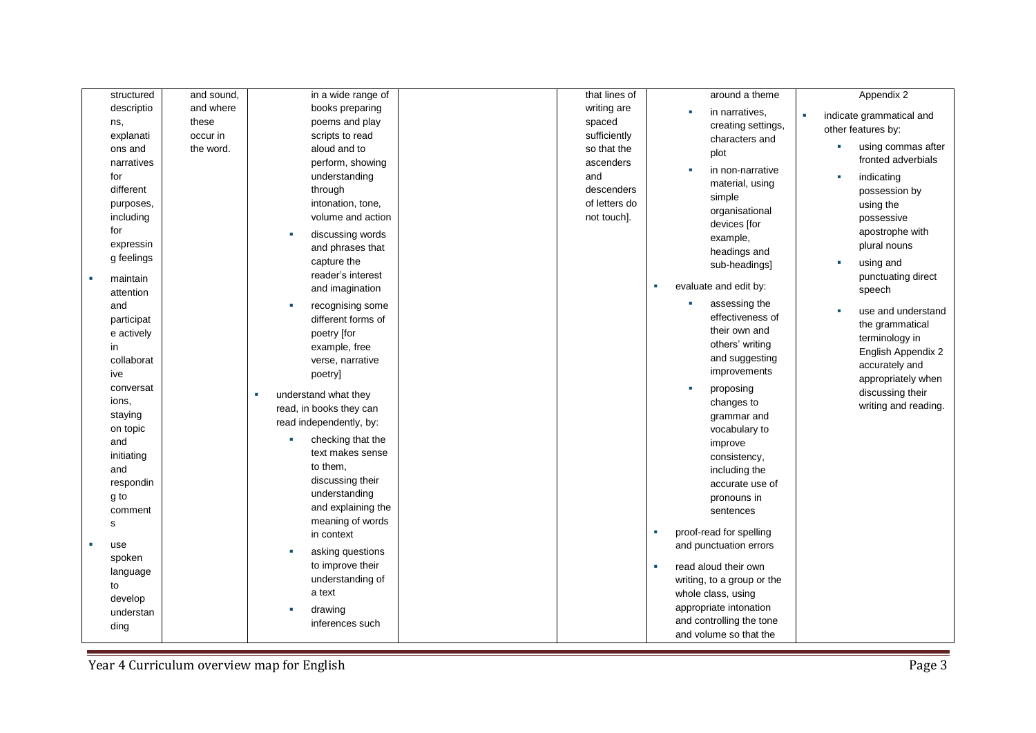| | | | | | | |
|---|---|---|---|---|---|---|
| structured descriptions, explanations and narratives for different purposes, including for expressing feelings<br>- maintain attention and participate actively in collaborative conversations, staying on topic and initiating and responding to comments<br>- use spoken language to develop understanding | and sound, and where these occur in the word. | in a wide range of books preparing poems and play scripts to read aloud and to perform, showing understanding through intonation, tone, volume and action<br>- discussing words and phrases that capture the reader's interest and imagination<br>- recognising some different forms of poetry [for example, free verse, narrative poetry]<br>- understand what they read, in books they can read independently, by:<br>- checking that the text makes sense to them, discussing their understanding and explaining the meaning of words in context<br>- asking questions to improve their understanding of a text<br>- drawing inferences such | | that lines of writing are spaced sufficiently so that the ascenders and descenders of letters do not touch]. | around a theme<br>- in narratives, creating settings, characters and plot<br>- in non-narrative material, using simple organisational devices [for example, headings and sub-headings]<br>- evaluate and edit by:<br>- assessing the effectiveness of their own and others' writing and suggesting improvements<br>- proposing changes to grammar and vocabulary to improve consistency, including the accurate use of pronouns in sentences<br>- proof-read for spelling and punctuation errors<br>- read aloud their own writing, to a group or the whole class, using appropriate intonation and controlling the tone and volume so that the | Appendix 2<br>- indicate grammatical and other features by:<br>- using commas after fronted adverbials<br>- indicating possession by using the possessive apostrophe with plural nouns<br>- using and punctuating direct speech<br>- use and understand the grammatical terminology in English Appendix 2 accurately and appropriately when discussing their writing and reading. |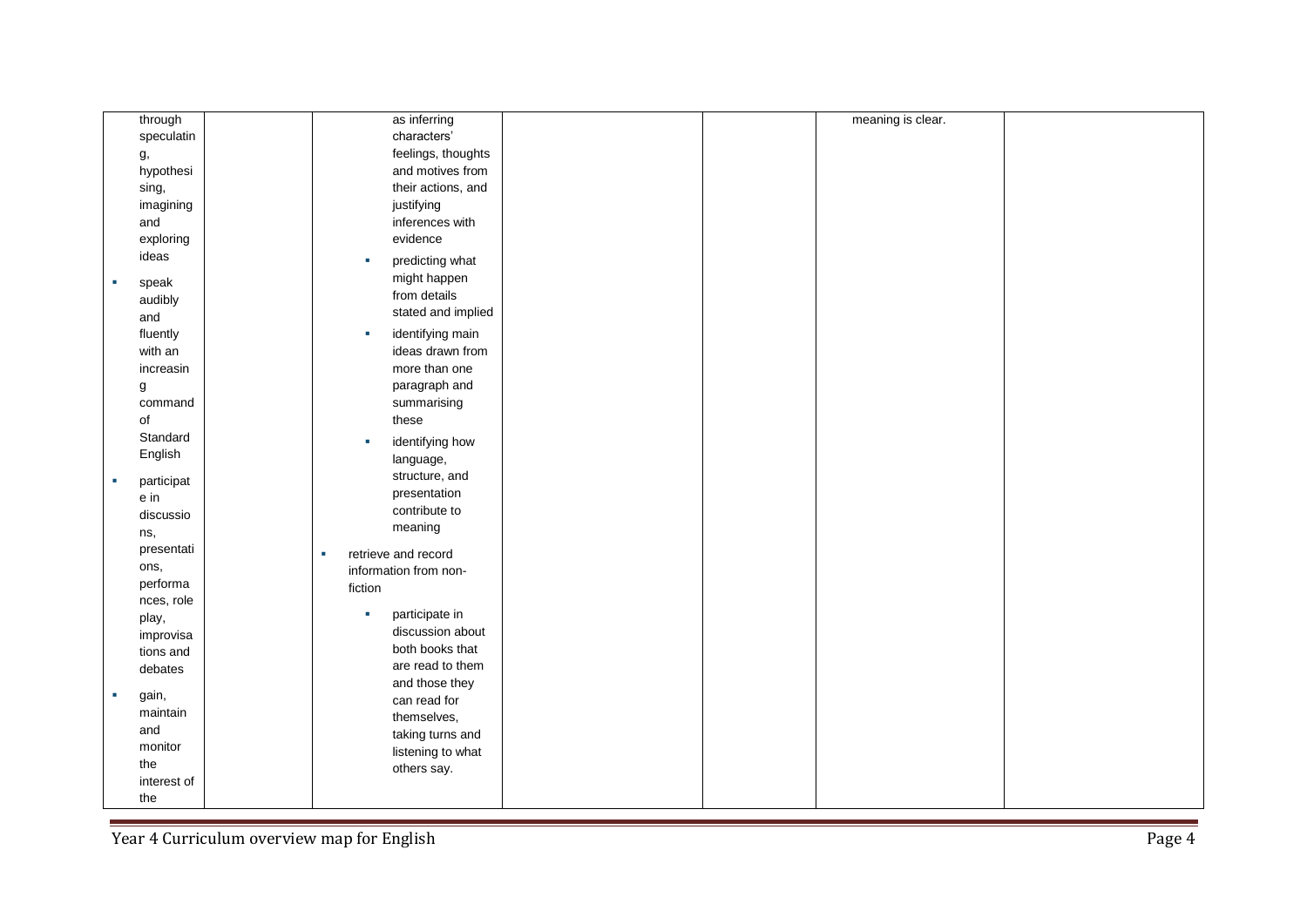|  |  |  |  |  |  |  |
|---|---|---|---|---|---|---|
| through speculating, hypothesising, imagining and exploring ideas<br>- speak audibly and fluently with an increasing command of Standard English<br>- participate in discussions, presentations, performances, role play, improvisations and debates<br>- gain, maintain and monitor the interest of the |  | as inferring characters' feelings, thoughts and motives from their actions, and justifying inferences with evidence<br>- predicting what might happen from details stated and implied<br>- identifying main ideas drawn from more than one paragraph and summarising these<br>- identifying how language, structure, and presentation contribute to meaning<br>- retrieve and record information from non-fiction<br>- participate in discussion about both books that are read to them and those they can read for themselves, taking turns and listening to what others say. |  |  | meaning is clear. |  |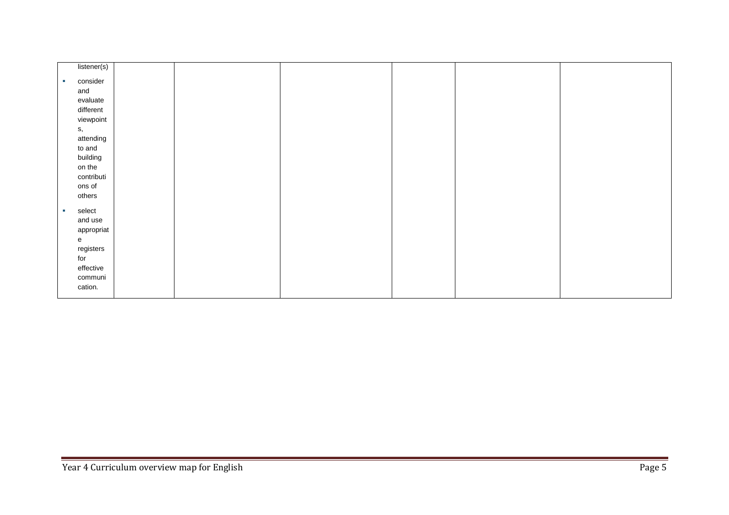| | | | | | | |
|---|---|---|---|---|---|---|
| listener(s)<br>▪ consider and evaluate different viewpoints, attending to and building on the contributions of others<br>▪ select and use appropriate registers for effective communication. | | | | | | |